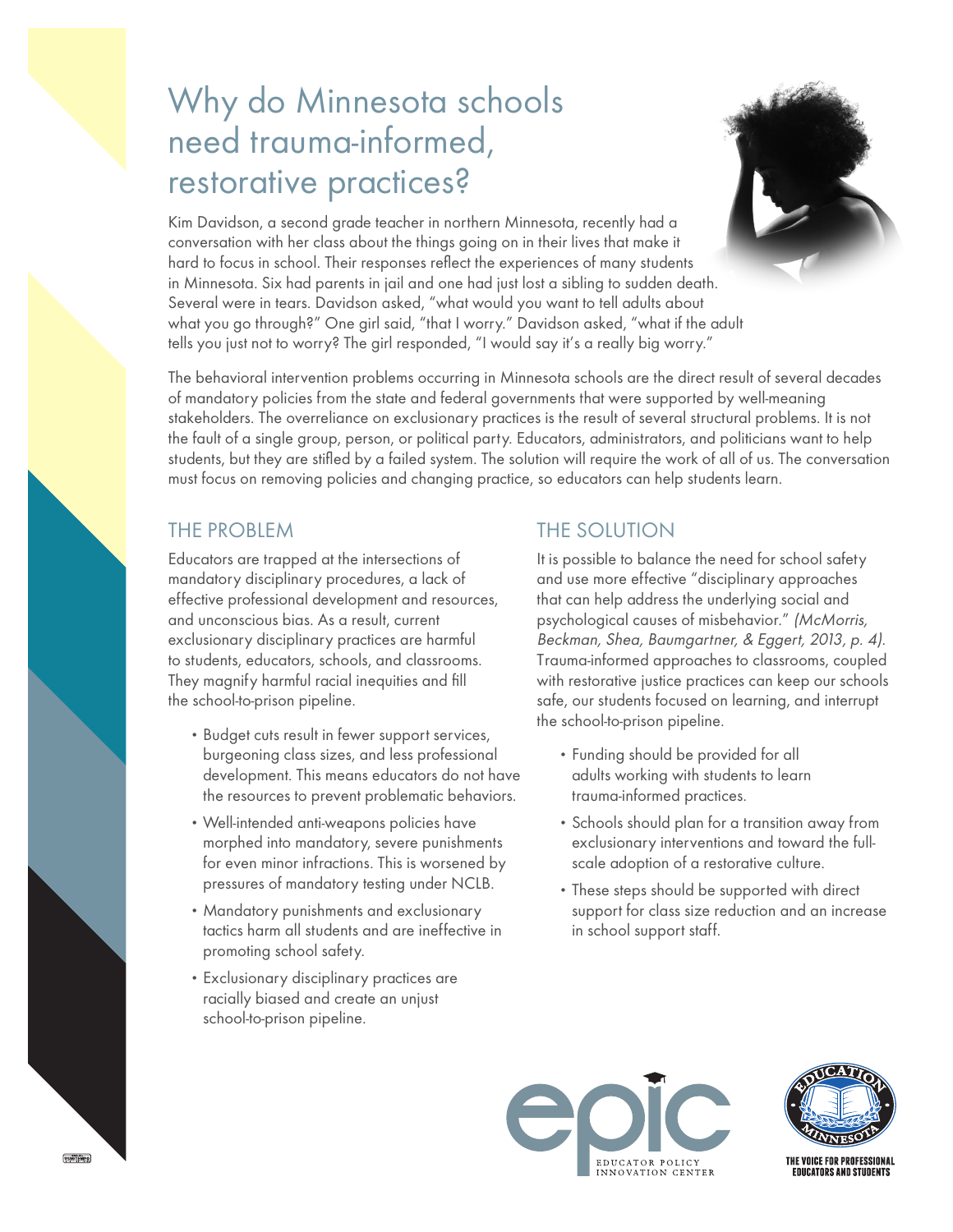# Why do Minnesota schools need trauma-informed, restorative practices?

Kim Davidson, a second grade teacher in northern Minnesota, recently had a conversation with her class about the things going on in their lives that make it hard to focus in school. Their responses reflect the experiences of many students in Minnesota. Six had parents in jail and one had just lost a sibling to sudden death. Several were in tears. Davidson asked, "what would you want to tell adults about what you go through?" One girl said, "that I worry." Davidson asked, "what if the adult tells you just not to worry? The girl responded, "I would say it's a really big worry."

The behavioral intervention problems occurring in Minnesota schools are the direct result of several decades of mandatory policies from the state and federal governments that were supported by well-meaning stakeholders. The overreliance on exclusionary practices is the result of several structural problems. It is not the fault of a single group, person, or political party. Educators, administrators, and politicians want to help students, but they are stifled by a failed system. The solution will require the work of all of us. The conversation must focus on removing policies and changing practice, so educators can help students learn.

## THE PROBLEM

Educators are trapped at the intersections of mandatory disciplinary procedures, a lack of effective professional development and resources, and unconscious bias. As a result, current exclusionary disciplinary practices are harmful to students, educators, schools, and classrooms. They magnify harmful racial inequities and fill the school-to-prison pipeline.

- Budget cuts result in fewer support services, burgeoning class sizes, and less professional development. This means educators do not have the resources to prevent problematic behaviors.
- Well-intended anti-weapons policies have morphed into mandatory, severe punishments for even minor infractions. This is worsened by pressures of mandatory testing under NCLB.
- Mandatory punishments and exclusionary tactics harm all students and are ineffective in promoting school safety.
- Exclusionary disciplinary practices are racially biased and create an unjust school-to-prison pipeline.

## THE SOLUTION

It is possible to balance the need for school safety and use more effective "disciplinary approaches that can help address the underlying social and psychological causes of misbehavior." *(McMorris, Beckman, Shea, Baumgartner, & Eggert, 2013, p. 4).* Trauma-informed approaches to classrooms, coupled with restorative justice practices can keep our schools safe, our students focused on learning, and interrupt the school-to-prison pipeline.

- Funding should be provided for all adults working with students to learn trauma-informed practices.
- Schools should plan for a transition away from exclusionary interventions and toward the full-scale adoption of a restorative culture.
- These steps should be supported with direct support for class size reduction and an increase in school support staff.

epic EDUCATOR POLICY INNOVATION CENTER

EDUCATION MINNESOTA — THE VOICE FOR PROFESSIONAL EDUCATORS AND STUDENTS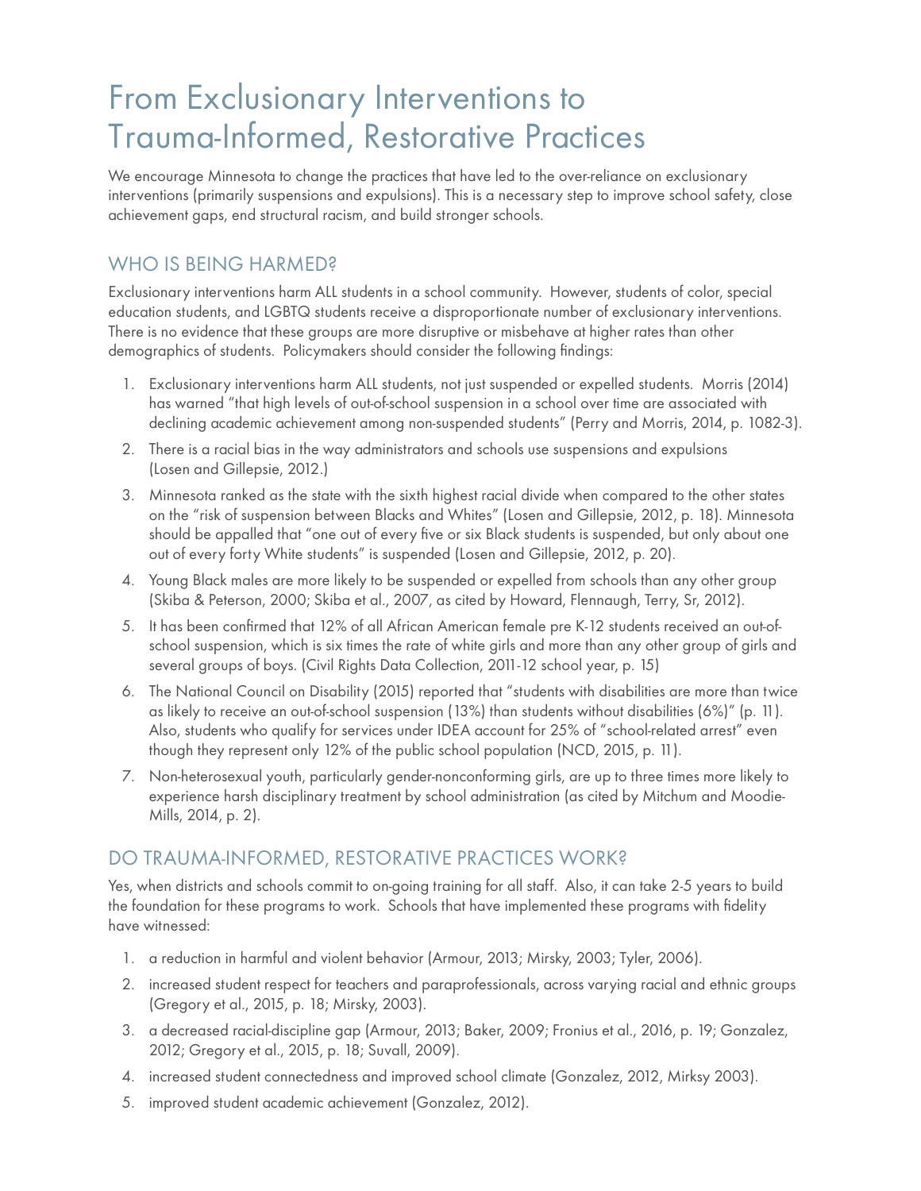# From Exclusionary Interventions to Trauma-Informed, Restorative Practices

We encourage Minnesota to change the practices that have led to the over-reliance on exclusionary interventions (primarily suspensions and expulsions). This is a necessary step to improve school safety, close achievement gaps, end structural racism, and build stronger schools.

## WHO IS BEING HARMED?

Exclusionary interventions harm ALL students in a school community. However, students of color, special education students, and LGBTQ students receive a disproportionate number of exclusionary interventions. There is no evidence that these groups are more disruptive or misbehave at higher rates than other demographics of students. Policymakers should consider the following findings:

1. Exclusionary interventions harm ALL students, not just suspended or expelled students. Morris (2014) has warned "that high levels of out-of-school suspension in a school over time are associated with declining academic achievement among non-suspended students" (Perry and Morris, 2014, p. 1082-3).
2. There is a racial bias in the way administrators and schools use suspensions and expulsions (Losen and Gillepsie, 2012.)
3. Minnesota ranked as the state with the sixth highest racial divide when compared to the other states on the "risk of suspension between Blacks and Whites" (Losen and Gillepsie, 2012, p. 18). Minnesota should be appalled that "one out of every five or six Black students is suspended, but only about one out of every forty White students" is suspended (Losen and Gillepsie, 2012, p. 20).
4. Young Black males are more likely to be suspended or expelled from schools than any other group (Skiba & Peterson, 2000; Skiba et al., 2007, as cited by Howard, Flennaugh, Terry, Sr, 2012).
5. It has been confirmed that 12% of all African American female pre K-12 students received an out-of-school suspension, which is six times the rate of white girls and more than any other group of girls and several groups of boys. (Civil Rights Data Collection, 2011-12 school year, p. 15)
6. The National Council on Disability (2015) reported that "students with disabilities are more than twice as likely to receive an out-of-school suspension (13%) than students without disabilities (6%)" (p. 11). Also, students who qualify for services under IDEA account for 25% of "school-related arrest" even though they represent only 12% of the public school population (NCD, 2015, p. 11).
7. Non-heterosexual youth, particularly gender-nonconforming girls, are up to three times more likely to experience harsh disciplinary treatment by school administration (as cited by Mitchum and Moodie-Mills, 2014, p. 2).

## DO TRAUMA-INFORMED, RESTORATIVE PRACTICES WORK?

Yes, when districts and schools commit to on-going training for all staff. Also, it can take 2-5 years to build the foundation for these programs to work. Schools that have implemented these programs with fidelity have witnessed:

1. a reduction in harmful and violent behavior (Armour, 2013; Mirsky, 2003; Tyler, 2006).
2. increased student respect for teachers and paraprofessionals, across varying racial and ethnic groups (Gregory et al., 2015, p. 18; Mirsky, 2003).
3. a decreased racial-discipline gap (Armour, 2013; Baker, 2009; Fronius et al., 2016, p. 19; Gonzalez, 2012; Gregory et al., 2015, p. 18; Suvall, 2009).
4. increased student connectedness and improved school climate (Gonzalez, 2012, Mirksy 2003).
5. improved student academic achievement (Gonzalez, 2012).